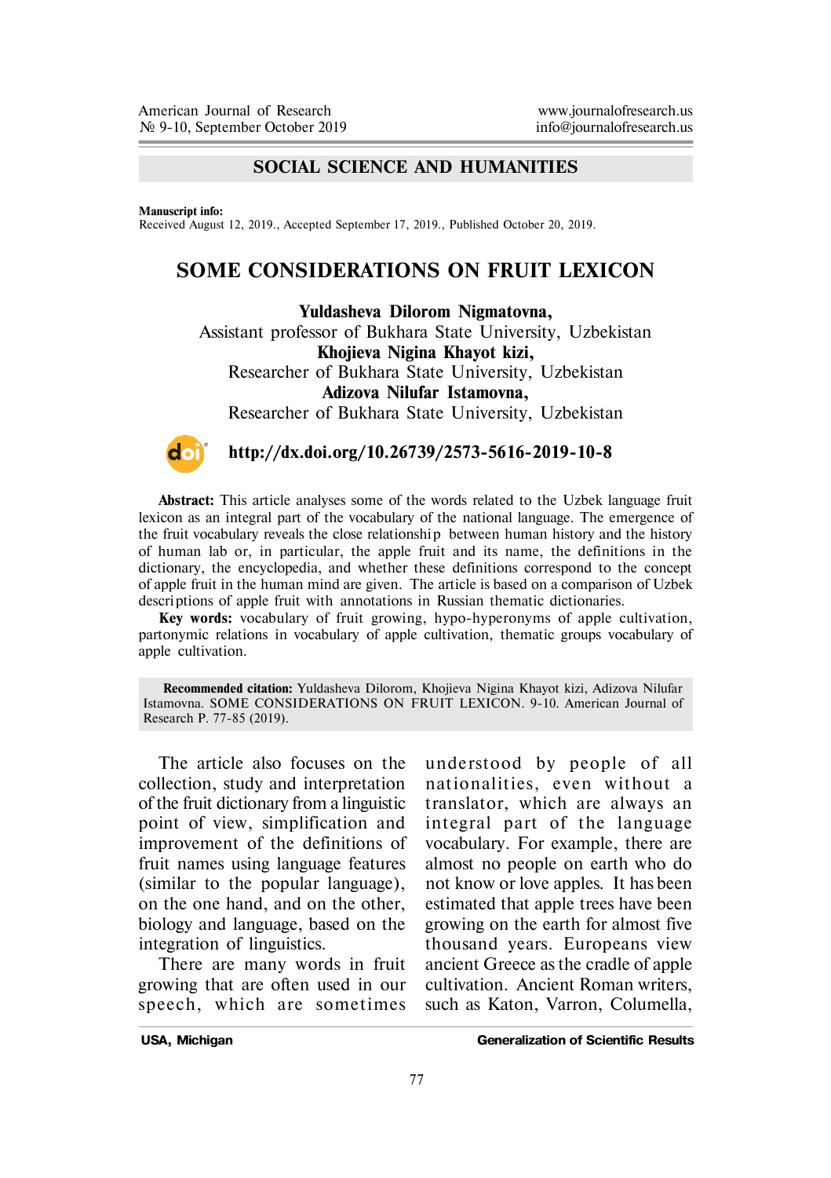## SOCIAL SCIENCE AND HUMANITIES

**Manuscript info:**
Received August 12, 2019., Accepted September 17, 2019., Published October 20, 2019.

# SOME CONSIDERATIONS ON FRUIT LEXICON

**Yuldasheva Dilorom Nigmatovna,**
Assistant professor of Bukhara State University, Uzbekistan
**Khojieva Nigina Khayot kizi,**
Researcher of Bukhara State University, Uzbekistan
**Adizova Nilufar Istamovna,**
Researcher of Bukhara State University, Uzbekistan

**http://dx.doi.org/10.26739/2573-5616-2019-10-8**

**Abstract:** This article analyses some of the words related to the Uzbek language fruit lexicon as an integral part of the vocabulary of the national language. The emergence of the fruit vocabulary reveals the close relationship between human history and the history of human lab or, in particular, the apple fruit and its name, the definitions in the dictionary, the encyclopedia, and whether these definitions correspond to the concept of apple fruit in the human mind are given. The article is based on a comparison of Uzbek descriptions of apple fruit with annotations in Russian thematic dictionaries.

**Key words:** vocabulary of fruit growing, hypo-hyperonyms of apple cultivation, partonymic relations in vocabulary of apple cultivation, thematic groups vocabulary of apple cultivation.

**Recommended citation:** Yuldasheva Dilorom, Khojieva Nigina Khayot kizi, Adizova Nilufar Istamovna. SOME CONSIDERATIONS ON FRUIT LEXICON. 9-10. American Journal of Research P. 77-85 (2019).

The article also focuses on the collection, study and interpretation of the fruit dictionary from a linguistic point of view, simplification and improvement of the definitions of fruit names using language features (similar to the popular language), on the one hand, and on the other, biology and language, based on the integration of linguistics.

There are many words in fruit growing that are often used in our speech, which are sometimes understood by people of all nationalities, even without a translator, which are always an integral part of the language vocabulary. For example, there are almost no people on earth who do not know or love apples. It has been estimated that apple trees have been growing on the earth for almost five thousand years. Europeans view ancient Greece as the cradle of apple cultivation. Ancient Roman writers, such as Katon, Varron, Columella,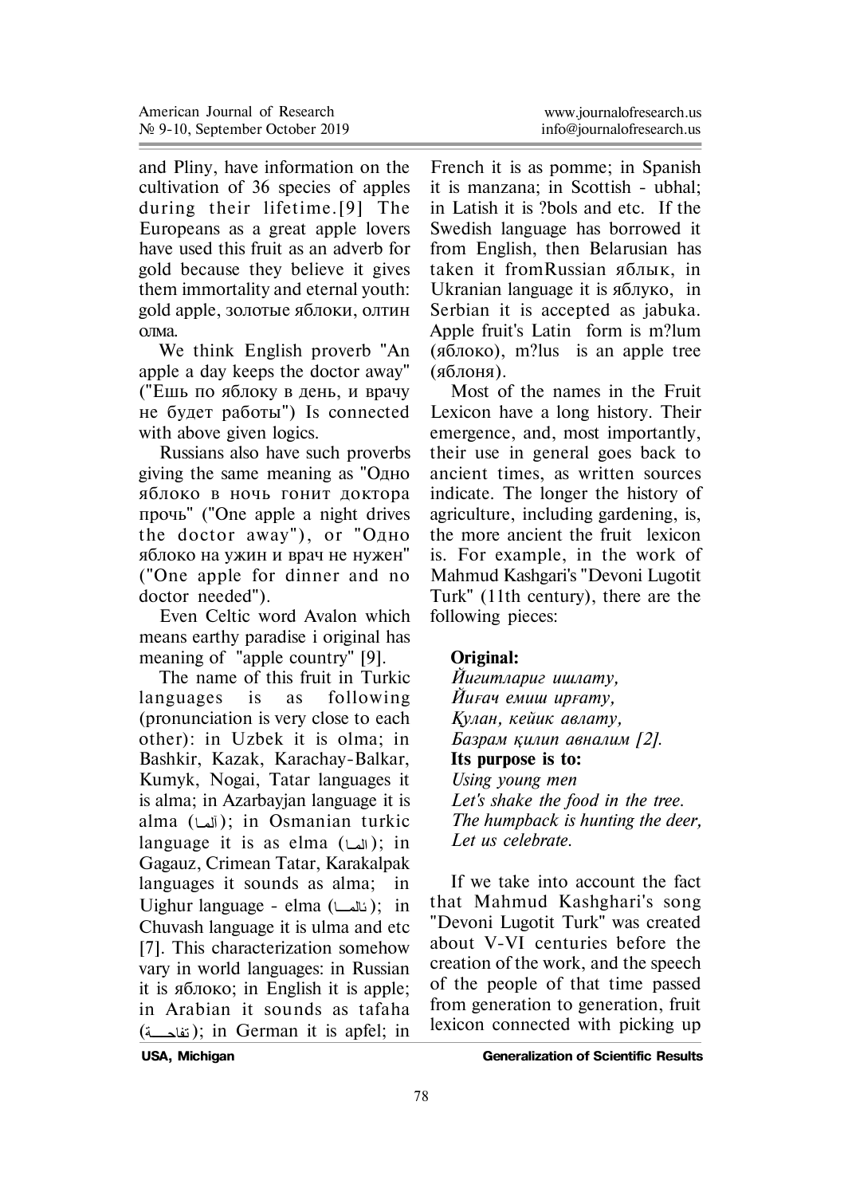and Pliny, have information on the cultivation of 36 species of apples during their lifetime.[9] The Europeans as a great apple lovers have used this fruit as an adverb for gold because they believe it gives them immortality and eternal youth: gold apple, золотые яблоки, олтин олма.

We think English proverb "An apple a day keeps the doctor away" ("Ешь по яблоку в день, и врачу не будет работы") Is connected with above given logics.

Russians also have such proverbs giving the same meaning as "Одно яблоко в ночь гонит доктора прочь" ("One apple a night drives the doctor away"), or "Одно яблоко на ужин и врач не нужен" ("One apple for dinner and no doctor needed").

Even Celtic word Avalon which means earthy paradise i original has meaning of "apple country" [9].

The name of this fruit in Turkic languages is as following (pronunciation is very close to each other): in Uzbek it is olma; in Bashkir, Kazak, Karachay-Balkar, Kumyk, Nogai, Tatar languages it is alma; in Azarbayjan language it is alma (آلما); in Osmanian turkic language it is as elma (الما); in Gagauz, Crimean Tatar, Karakalpak languages it sounds as alma; in Uighur language - elma (ئالما); in Chuvash language it is ulma and etc [7]. This characterization somehow vary in world languages: in Russian it is яблоко; in English it is apple; in Arabian it sounds as tafaha (تفاحة); in German it is apfel; in French it is as pomme; in Spanish it is manzana; in Scottish - ubhal; in Latish it is ?bols and etc. If the Swedish language has borrowed it from English, then Belarusian has taken it fromRussian яблык, in Ukranian language it is яблуко, in Serbian it is accepted as jabuka. Apple fruit's Latin form is m?lum (яблоко), m?lus is an apple tree (яблоня).

Most of the names in the Fruit Lexicon have a long history. Their emergence, and, most importantly, their use in general goes back to ancient times, as written sources indicate. The longer the history of agriculture, including gardening, is, the more ancient the fruit lexicon is. For example, in the work of Mahmud Kashgari's "Devoni Lugotit Turk" (11th century), there are the following pieces:

**Original:**
*Йигитлариг ишлату,*
*Йиғач емиш урғату,*
*Қулан, кейик авлату,*
*Базрам қилип авналим [2].*

**Its purpose is to:**
*Using young men*
*Let's shake the food in the tree.*
*The humpback is hunting the deer,*
*Let us celebrate.*

If we take into account the fact that Mahmud Kashghari's song "Devoni Lugotit Turk" was created about V-VI centuries before the creation of the work, and the speech of the people of that time passed from generation to generation, fruit lexicon connected with picking up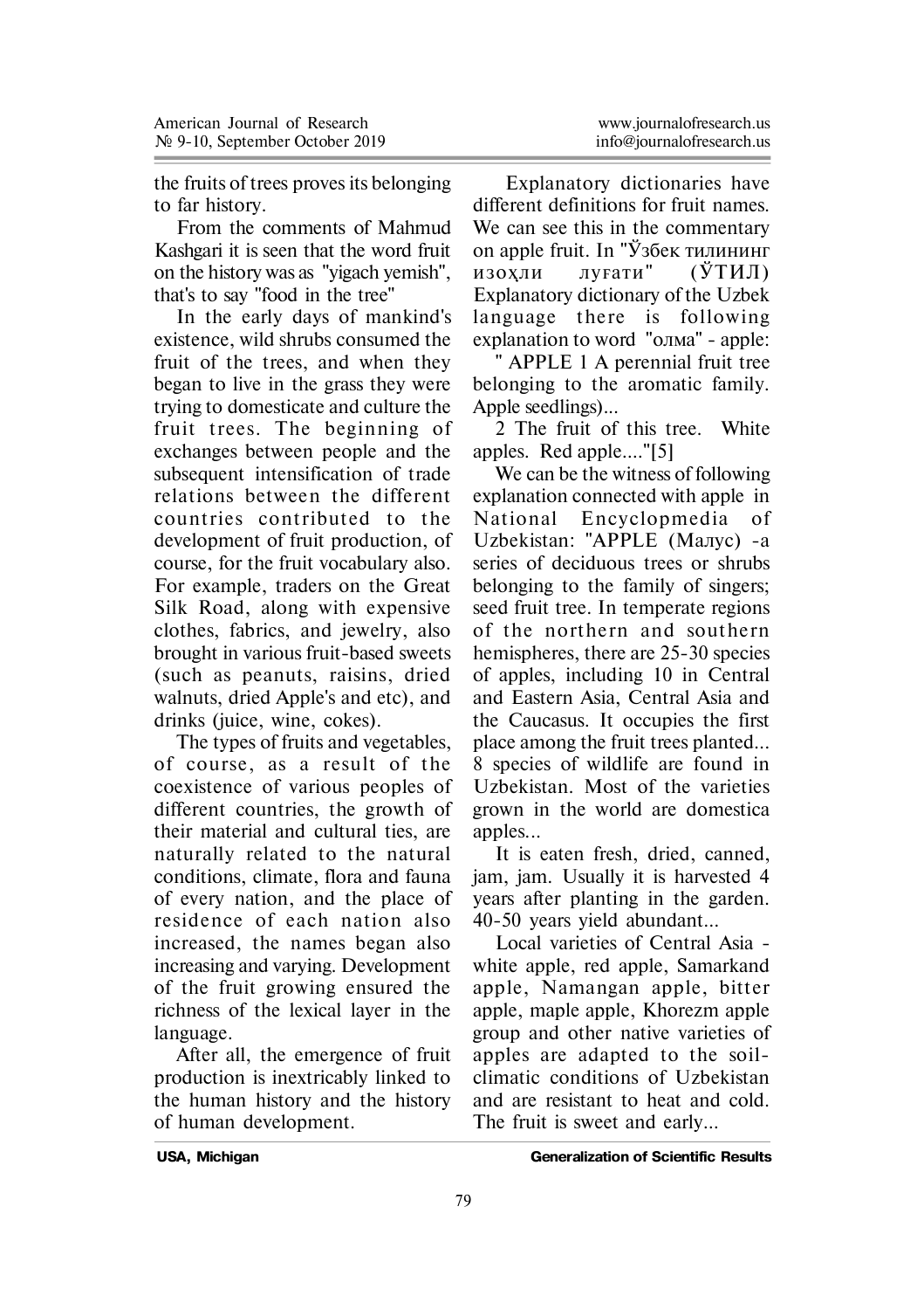the fruits of trees proves its belonging to far history.

From the comments of Mahmud Kashgari it is seen that the word fruit on the history was as "yigach yemish", that's to say "food in the tree"

In the early days of mankind's existence, wild shrubs consumed the fruit of the trees, and when they began to live in the grass they were trying to domesticate and culture the fruit trees. The beginning of exchanges between people and the subsequent intensification of trade relations between the different countries contributed to the development of fruit production, of course, for the fruit vocabulary also. For example, traders on the Great Silk Road, along with expensive clothes, fabrics, and jewelry, also brought in various fruit-based sweets (such as peanuts, raisins, dried walnuts, dried Apple's and etc), and drinks (juice, wine, cokes).

The types of fruits and vegetables, of course, as a result of the coexistence of various peoples of different countries, the growth of their material and cultural ties, are naturally related to the natural conditions, climate, flora and fauna of every nation, and the place of residence of each nation also increased, the names began also increasing and varying. Development of the fruit growing ensured the richness of the lexical layer in the language.

After all, the emergence of fruit production is inextricably linked to the human history and the history of human development.

Explanatory dictionaries have different definitions for fruit names. We can see this in the commentary on apple fruit. In "Ўзбек тилининг изоҳли луғати" (ЎТИЛ) Explanatory dictionary of the Uzbek language there is following explanation to word "олма" - apple:

" APPLE 1 A perennial fruit tree belonging to the aromatic family. Apple seedlings)...

2 The fruit of this tree. White apples. Red apple...."[5]

We can be the witness of following explanation connected with apple in National Encyclopmedia of Uzbekistan: "APPLE (Малус) -a series of deciduous trees or shrubs belonging to the family of singers; seed fruit tree. In temperate regions of the northern and southern hemispheres, there are 25-30 species of apples, including 10 in Central and Eastern Asia, Central Asia and the Caucasus. It occupies the first place among the fruit trees planted... 8 species of wildlife are found in Uzbekistan. Most of the varieties grown in the world are domestica apples...

It is eaten fresh, dried, canned, jam, jam. Usually it is harvested 4 years after planting in the garden. 40-50 years yield abundant...

Local varieties of Central Asia - white apple, red apple, Samarkand apple, Namangan apple, bitter apple, maple apple, Khorezm apple group and other native varieties of apples are adapted to the soil-climatic conditions of Uzbekistan and are resistant to heat and cold. The fruit is sweet and early...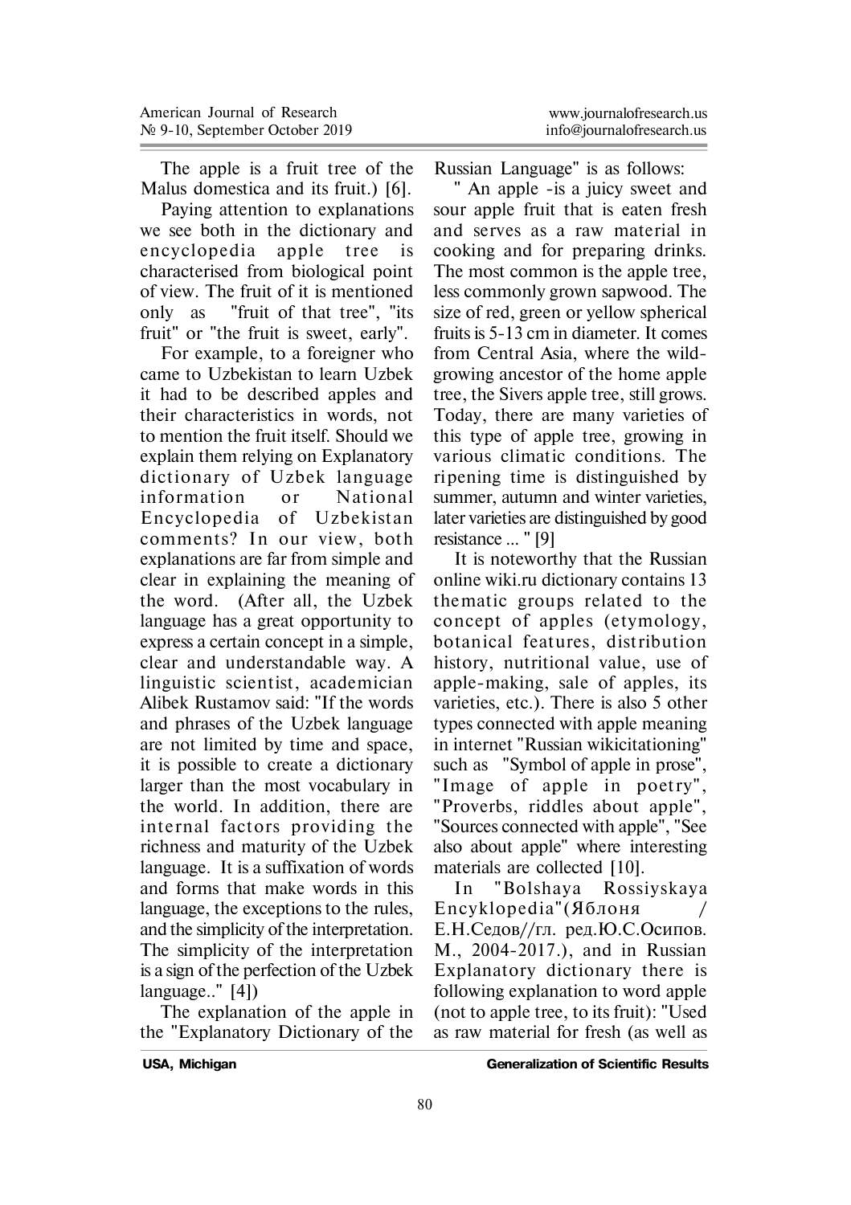The apple is a fruit tree of the Malus domestica and its fruit.) [6].

Paying attention to explanations we see both in the dictionary and encyclopedia apple tree is characterised from biological point of view. The fruit of it is mentioned only as "fruit of that tree", "its fruit" or "the fruit is sweet, early".

For example, to a foreigner who came to Uzbekistan to learn Uzbek it had to be described apples and their characteristics in words, not to mention the fruit itself. Should we explain them relying on Explanatory dictionary of Uzbek language information or National Encyclopedia of Uzbekistan comments? In our view, both explanations are far from simple and clear in explaining the meaning of the word. (After all, the Uzbek language has a great opportunity to express a certain concept in a simple, clear and understandable way. A linguistic scientist, academician Alibek Rustamov said: "If the words and phrases of the Uzbek language are not limited by time and space, it is possible to create a dictionary larger than the most vocabulary in the world. In addition, there are internal factors providing the richness and maturity of the Uzbek language. It is a suffixation of words and forms that make words in this language, the exceptions to the rules, and the simplicity of the interpretation. The simplicity of the interpretation is a sign of the perfection of the Uzbek language.." [4])

The explanation of the apple in the "Explanatory Dictionary of the Russian Language" is as follows:

" An apple -is a juicy sweet and sour apple fruit that is eaten fresh and serves as a raw material in cooking and for preparing drinks. The most common is the apple tree, less commonly grown sapwood. The size of red, green or yellow spherical fruits is 5-13 cm in diameter. It comes from Central Asia, where the wild-growing ancestor of the home apple tree, the Sivers apple tree, still grows. Today, there are many varieties of this type of apple tree, growing in various climatic conditions. The ripening time is distinguished by summer, autumn and winter varieties, later varieties are distinguished by good resistance ... " [9]

It is noteworthy that the Russian online wiki.ru dictionary contains 13 thematic groups related to the concept of apples (etymology, botanical features, distribution history, nutritional value, use of apple-making, sale of apples, its varieties, etc.). There is also 5 other types connected with apple meaning in internet "Russian wikicitationing" such as "Symbol of apple in prose", "Image of apple in poetry", "Proverbs, riddles about apple", "Sources connected with apple", "See also about apple" where interesting materials are collected [10].

In "Bolshaya Rossiyskaya Encyklopedia"(Яблоня / Е.Н.Седов//гл. ред.Ю.С.Осипов. М., 2004-2017.), and in Russian Explanatory dictionary there is following explanation to word apple (not to apple tree, to its fruit): "Used as raw material for fresh (as well as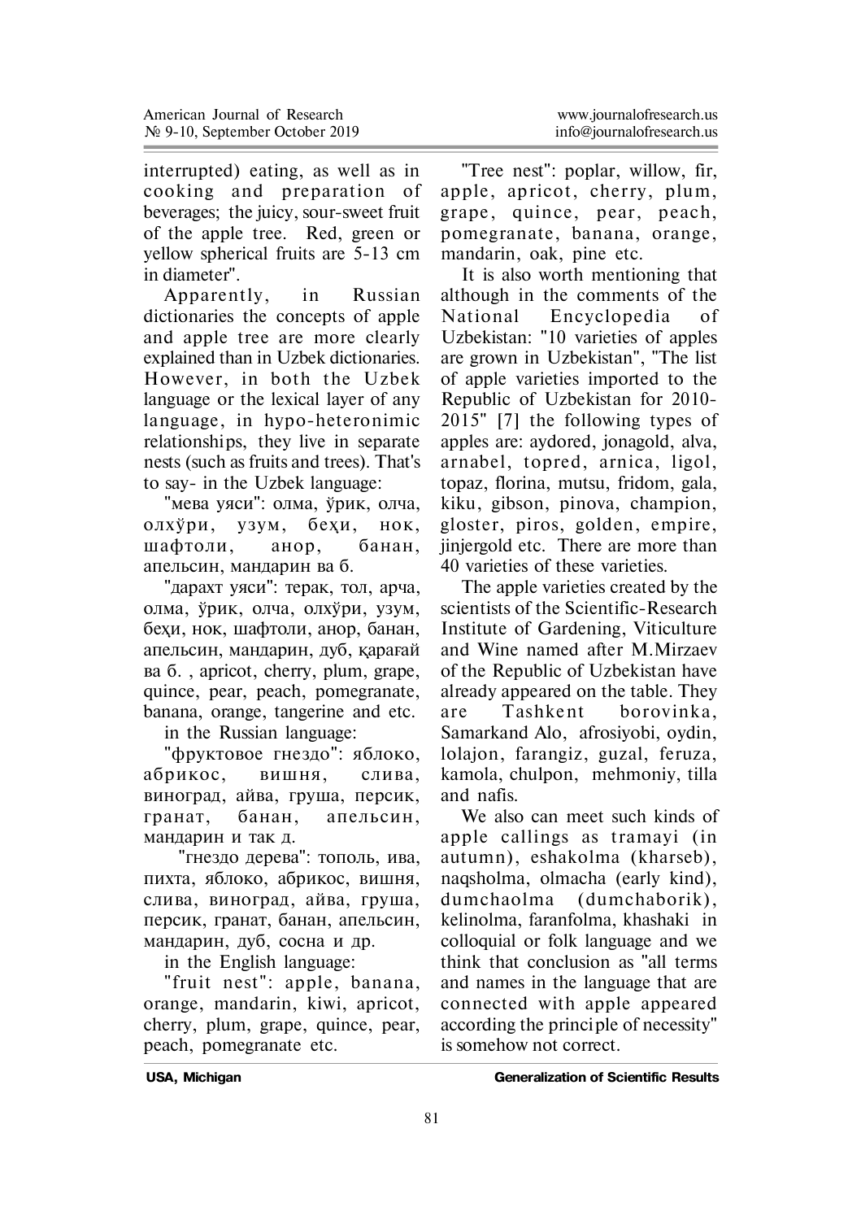interrupted) eating, as well as in cooking and preparation of beverages; the juicy, sour-sweet fruit of the apple tree. Red, green or yellow spherical fruits are 5-13 cm in diameter".

Apparently, in Russian dictionaries the concepts of apple and apple tree are more clearly explained than in Uzbek dictionaries. However, in both the Uzbek language or the lexical layer of any language, in hypo-heteronimic relationships, they live in separate nests (such as fruits and trees). That's to say- in the Uzbek language:

"мева уяси": олма, ўрик, олча, олхўри, узум, беҳи, нок, шафтоли, анор, банан, апельсин, мандарин ва б.

"дарахт уяси": терак, тол, арча, олма, ўрик, олча, олхўри, узум, беҳи, нок, шафтоли, анор, банан, апельсин, мандарин, дуб, қарағай ва б. , apricot, cherry, plum, grape, quince, pear, peach, pomegranate, banana, orange, tangerine and etc.

in the Russian language:

"фруктовое гнездо": яблоко, абрикос, вишня, слива, виноград, айва, груша, персик, гранат, банан, апельсин, мандарин и так д.

"гнездо дерева": тополь, ива, пихта, яблоко, абрикос, вишня, слива, виноград, айва, груша, персик, гранат, банан, апельсин, мандарин, дуб, сосна и др.

in the English language:

"fruit nest": apple, banana, orange, mandarin, kiwi, apricot, cherry, plum, grape, quince, pear, peach, pomegranate etc.

"Tree nest": poplar, willow, fir, apple, apricot, cherry, plum, grape, quince, pear, peach, pomegranate, banana, orange, mandarin, oak, pine etc.

It is also worth mentioning that although in the comments of the National Encyclopedia of Uzbekistan: "10 varieties of apples are grown in Uzbekistan", "The list of apple varieties imported to the Republic of Uzbekistan for 2010-2015" [7] the following types of apples are: aydored, jonagold, alva, arnabel, topred, arnica, ligol, topaz, florina, mutsu, fridom, gala, kiku, gibson, pinova, champion, gloster, piros, golden, empire, jinjergold etc. There are more than 40 varieties of these varieties.

The apple varieties created by the scientists of the Scientific-Research Institute of Gardening, Viticulture and Wine named after M.Mirzaev of the Republic of Uzbekistan have already appeared on the table. They are Tashkent borovinka, Samarkand Alo, afrosiyobi, oydin, lolajon, farangiz, guzal, feruza, kamola, chulpon, mehmoniy, tilla and nafis.

We also can meet such kinds of apple callings as tramayi (in autumn), eshakolma (kharseb), naqsholma, olmacha (early kind), dumchaolma (dumchaborik), kelinolma, faranfolma, khashaki in colloquial or folk language and we think that conclusion as "all terms and names in the language that are connected with apple appeared according the principle of necessity" is somehow not correct.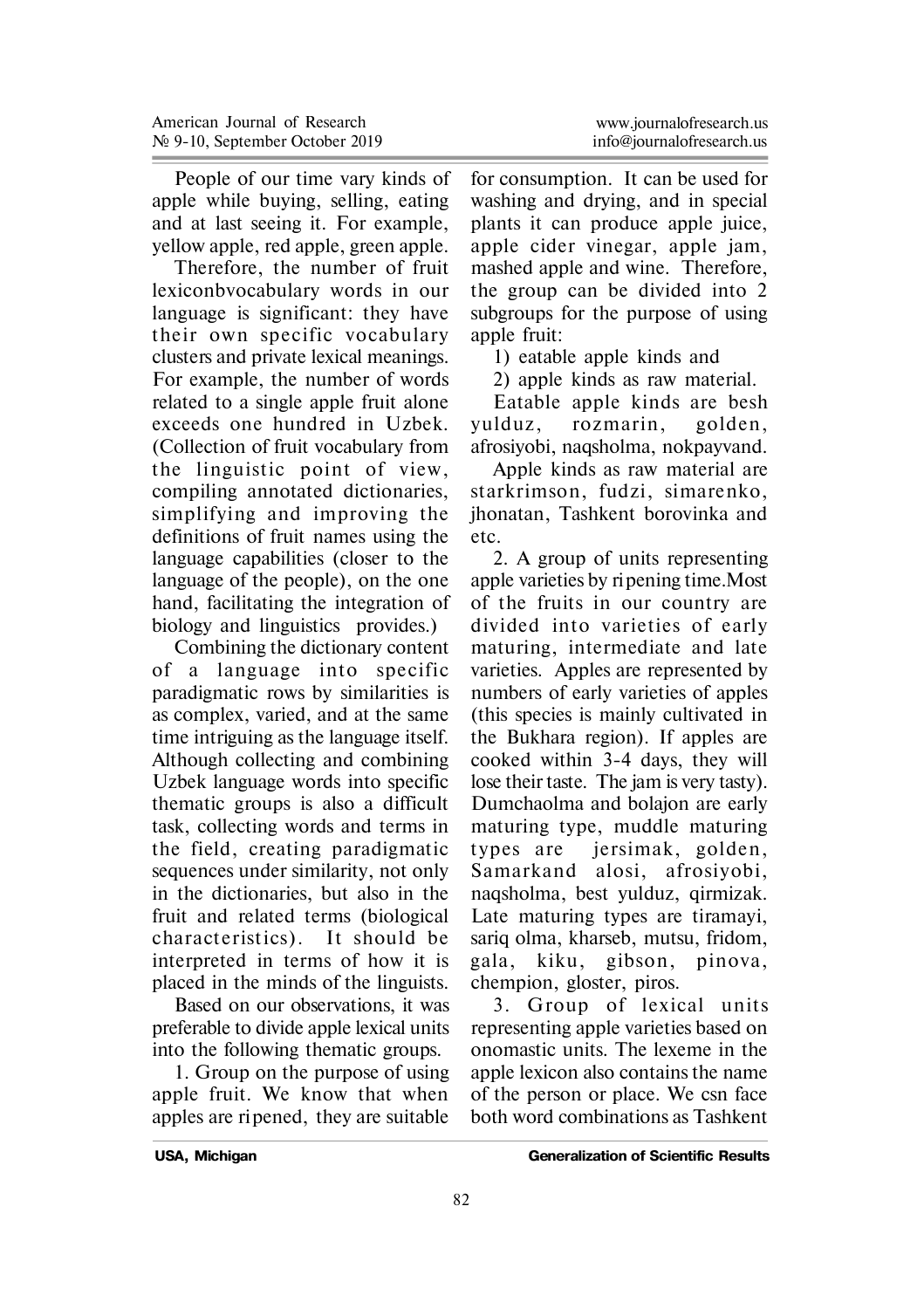People of our time vary kinds of apple while buying, selling, eating and at last seeing it. For example, yellow apple, red apple, green apple.

Therefore, the number of fruit lexiconbvocabulary words in our language is significant: they have their own specific vocabulary clusters and private lexical meanings. For example, the number of words related to a single apple fruit alone exceeds one hundred in Uzbek. (Collection of fruit vocabulary from the linguistic point of view, compiling annotated dictionaries, simplifying and improving the definitions of fruit names using the language capabilities (closer to the language of the people), on the one hand, facilitating the integration of biology and linguistics provides.)

Combining the dictionary content of a language into specific paradigmatic rows by similarities is as complex, varied, and at the same time intriguing as the language itself. Although collecting and combining Uzbek language words into specific thematic groups is also a difficult task, collecting words and terms in the field, creating paradigmatic sequences under similarity, not only in the dictionaries, but also in the fruit and related terms (biological characteristics). It should be interpreted in terms of how it is placed in the minds of the linguists.

Based on our observations, it was preferable to divide apple lexical units into the following thematic groups.

1. Group on the purpose of using apple fruit. We know that when apples are ripened, they are suitable for consumption. It can be used for washing and drying, and in special plants it can produce apple juice, apple cider vinegar, apple jam, mashed apple and wine. Therefore, the group can be divided into 2 subgroups for the purpose of using apple fruit:

1) eatable apple kinds and

2) apple kinds as raw material.

Eatable apple kinds are besh yulduz, rozmarin, golden, afrosiyobi, naqsholma, nokpayvand.

Apple kinds as raw material are starkrimson, fudzi, simarenko, jhonatan, Tashkent borovinka and etc.

2. A group of units representing apple varieties by ripening time.Most of the fruits in our country are divided into varieties of early maturing, intermediate and late varieties. Apples are represented by numbers of early varieties of apples (this species is mainly cultivated in the Bukhara region). If apples are cooked within 3-4 days, they will lose their taste. The jam is very tasty). Dumchaolma and bolajon are early maturing type, muddle maturing types are jersimak, golden, Samarkand alosi, afrosiyobi, naqsholma, best yulduz, qirmizak. Late maturing types are tiramayi, sariq olma, kharseb, mutsu, fridom, gala, kiku, gibson, pinova, chempion, gloster, piros.

3. Group of lexical units representing apple varieties based on onomastic units. The lexeme in the apple lexicon also contains the name of the person or place. We csn face both word combinations as Tashkent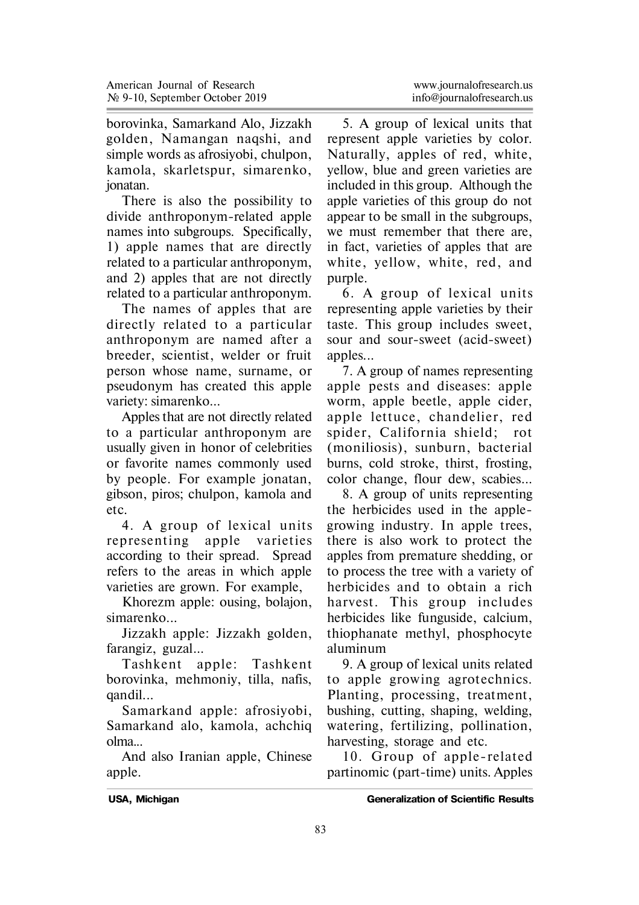borovinka, Samarkand Alo, Jizzakh golden, Namangan naqshi, and simple words as afrosiyobi, chulpon, kamola, skarletspur, simarenko, jonatan.

There is also the possibility to divide anthroponym-related apple names into subgroups. Specifically, 1) apple names that are directly related to a particular anthroponym, and 2) apples that are not directly related to a particular anthroponym.

The names of apples that are directly related to a particular anthroponym are named after a breeder, scientist, welder or fruit person whose name, surname, or pseudonym has created this apple variety: simarenko...

Apples that are not directly related to a particular anthroponym are usually given in honor of celebrities or favorite names commonly used by people. For example jonatan, gibson, piros; chulpon, kamola and etc.

4. A group of lexical units representing apple varieties according to their spread. Spread refers to the areas in which apple varieties are grown. For example,

Khorezm apple: ousing, bolajon, simarenko...

Jizzakh apple: Jizzakh golden, farangiz, guzal...

Tashkent apple: Tashkent borovinka, mehmoniy, tilla, nafis, qandil...

Samarkand apple: afrosiyobi, Samarkand alo, kamola, achchiq olma...

And also Iranian apple, Chinese apple.

5. A group of lexical units that represent apple varieties by color. Naturally, apples of red, white, yellow, blue and green varieties are included in this group. Although the apple varieties of this group do not appear to be small in the subgroups, we must remember that there are, in fact, varieties of apples that are white, yellow, white, red, and purple.

6. A group of lexical units representing apple varieties by their taste. This group includes sweet, sour and sour-sweet (acid-sweet) apples...

7. A group of names representing apple pests and diseases: apple worm, apple beetle, apple cider, apple lettuce, chandelier, red spider, California shield; rot (moniliosis), sunburn, bacterial burns, cold stroke, thirst, frosting, color change, flour dew, scabies...

8. A group of units representing the herbicides used in the apple-growing industry. In apple trees, there is also work to protect the apples from premature shedding, or to process the tree with a variety of herbicides and to obtain a rich harvest. This group includes herbicides like funguside, calcium, thiophanate methyl, phosphocyte aluminum

9. A group of lexical units related to apple growing agrotechnics. Planting, processing, treatment, bushing, cutting, shaping, welding, watering, fertilizing, pollination, harvesting, storage and etc.

10. Group of apple-related partinomic (part-time) units. Apples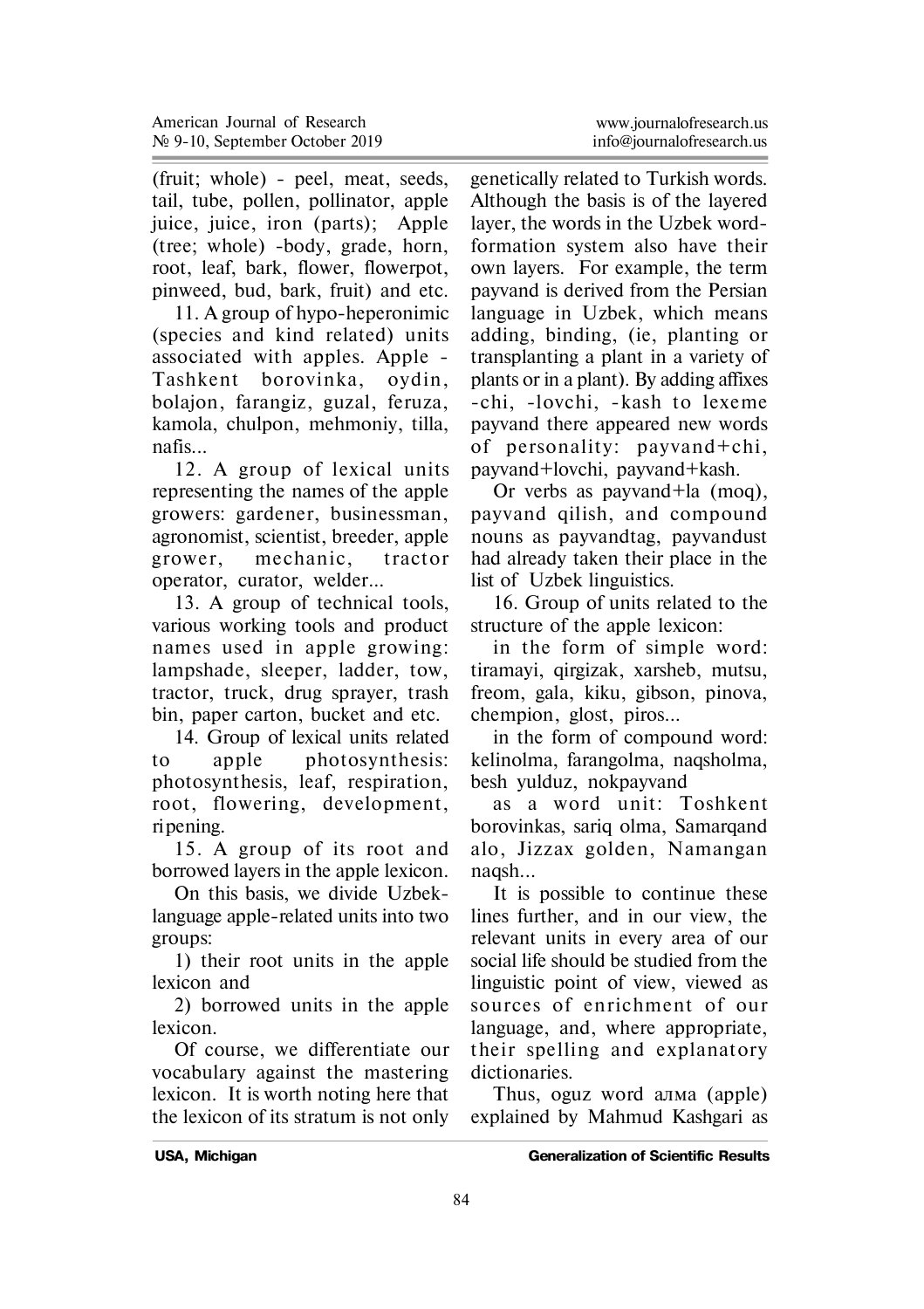(fruit; whole) - peel, meat, seeds, tail, tube, pollen, pollinator, apple juice, juice, iron (parts); Apple (tree; whole) -body, grade, horn, root, leaf, bark, flower, flowerpot, pinweed, bud, bark, fruit) and etc.

11. A group of hypo-heperonimic (species and kind related) units associated with apples. Apple - Tashkent borovinka, oydin, bolajon, farangiz, guzal, feruza, kamola, chulpon, mehmoniy, tilla, nafis...

12. A group of lexical units representing the names of the apple growers: gardener, businessman, agronomist, scientist, breeder, apple grower, mechanic, tractor operator, curator, welder...

13. A group of technical tools, various working tools and product names used in apple growing: lampshade, sleeper, ladder, tow, tractor, truck, drug sprayer, trash bin, paper carton, bucket and etc.

14. Group of lexical units related to apple photosynthesis: photosynthesis, leaf, respiration, root, flowering, development, ripening.

15. A group of its root and borrowed layers in the apple lexicon.

On this basis, we divide Uzbek-language apple-related units into two groups:

1) their root units in the apple lexicon and

2) borrowed units in the apple lexicon.

Of course, we differentiate our vocabulary against the mastering lexicon. It is worth noting here that the lexicon of its stratum is not only genetically related to Turkish words. Although the basis is of the layered layer, the words in the Uzbek word-formation system also have their own layers. For example, the term payvand is derived from the Persian language in Uzbek, which means adding, binding, (ie, planting or transplanting a plant in a variety of plants or in a plant). By adding affixes -chi, -lovchi, -kash to lexeme payvand there appeared new words of personality: payvand+chi, payvand+lovchi, payvand+kash.

Or verbs as payvand+la (moq), payvand qilish, and compound nouns as payvandtag, payvandust had already taken their place in the list of Uzbek linguistics.

16. Group of units related to the structure of the apple lexicon:

in the form of simple word: tiramayi, qirgizak, xarsheb, mutsu, freom, gala, kiku, gibson, pinova, chempion, glost, piros...

in the form of compound word: kelinolma, farangolma, naqsholma, besh yulduz, nokpayvand

as a word unit: Toshkent borovinkas, sariq olma, Samarqand alo, Jizzax golden, Namangan naqsh...

It is possible to continue these lines further, and in our view, the relevant units in every area of our social life should be studied from the linguistic point of view, viewed as sources of enrichment of our language, and, where appropriate, their spelling and explanatory dictionaries.

Thus, oguz word алма (apple) explained by Mahmud Kashgari as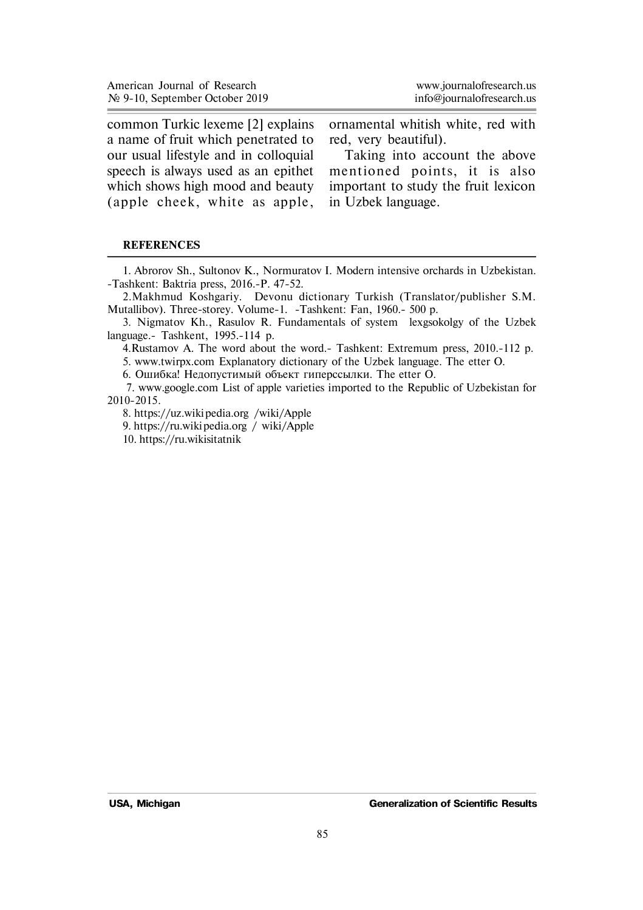common Turkic lexeme [2] explains a name of fruit which penetrated to our usual lifestyle and in colloquial speech is always used as an epithet which shows high mood and beauty (apple cheek, white as apple, ornamental whitish white, red with red, very beautiful).

Taking into account the above mentioned points, it is also important to study the fruit lexicon in Uzbek language.

**REFERENCES**

1. Abrorov Sh., Sultonov K., Normuratov I. Modern intensive orchards in Uzbekistan. -Tashkent: Baktria press, 2016.-P. 47-52.
2. Makhmud Koshgariy. Devonu dictionary Turkish (Translator/publisher S.M. Mutallibov). Three-storey. Volume-1. -Tashkent: Fan, 1960.- 500 p.
3. Nigmatov Kh., Rasulov R. Fundamentals of system lexgsokolgy of the Uzbek language.- Tashkent, 1995.-114 p.
4. Rustamov A. The word about the word.- Tashkent: Extremum press, 2010.-112 p.
5. www.twirpx.com Explanatory dictionary of the Uzbek language. The etter O.
6. Ошибка! Недопустимый объект гиперссылки. The etter O.
7. www.google.com List of apple varieties imported to the Republic of Uzbekistan for 2010-2015.
8. https://uz.wikipedia.org /wiki/Apple
9. https://ru.wikipedia.org / wiki/Apple
10. https://ru.wikisitatnik